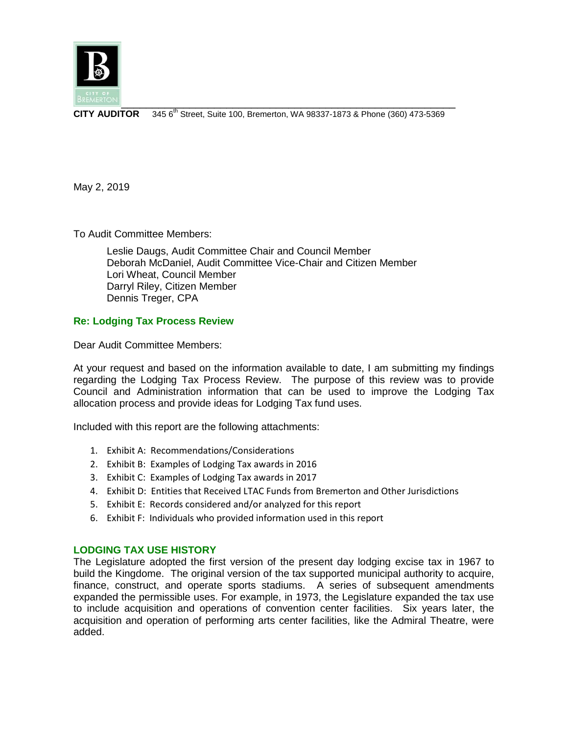**CITY AUDITOR** 345 6th Street, Suite 100, Bremerton, WA 98337-1873 & Phone (360) 473-5369

May 2, 2019

To Audit Committee Members:

Leslie Daugs, Audit Committee Chair and Council Member
Deborah McDaniel, Audit Committee Vice-Chair and Citizen Member
Lori Wheat, Council Member
Darryl Riley, Citizen Member
Dennis Treger, CPA

**Re: Lodging Tax Process Review**

Dear Audit Committee Members:

At your request and based on the information available to date, I am submitting my findings regarding the Lodging Tax Process Review. The purpose of this review was to provide Council and Administration information that can be used to improve the Lodging Tax allocation process and provide ideas for Lodging Tax fund uses.

Included with this report are the following attachments:

1. Exhibit A: Recommendations/Considerations
2. Exhibit B: Examples of Lodging Tax awards in 2016
3. Exhibit C: Examples of Lodging Tax awards in 2017
4. Exhibit D: Entities that Received LTAC Funds from Bremerton and Other Jurisdictions
5. Exhibit E: Records considered and/or analyzed for this report
6. Exhibit F: Individuals who provided information used in this report

## LODGING TAX USE HISTORY

The Legislature adopted the first version of the present day lodging excise tax in 1967 to build the Kingdome. The original version of the tax supported municipal authority to acquire, finance, construct, and operate sports stadiums. A series of subsequent amendments expanded the permissible uses. For example, in 1973, the Legislature expanded the tax use to include acquisition and operations of convention center facilities. Six years later, the acquisition and operation of performing arts center facilities, like the Admiral Theatre, were added.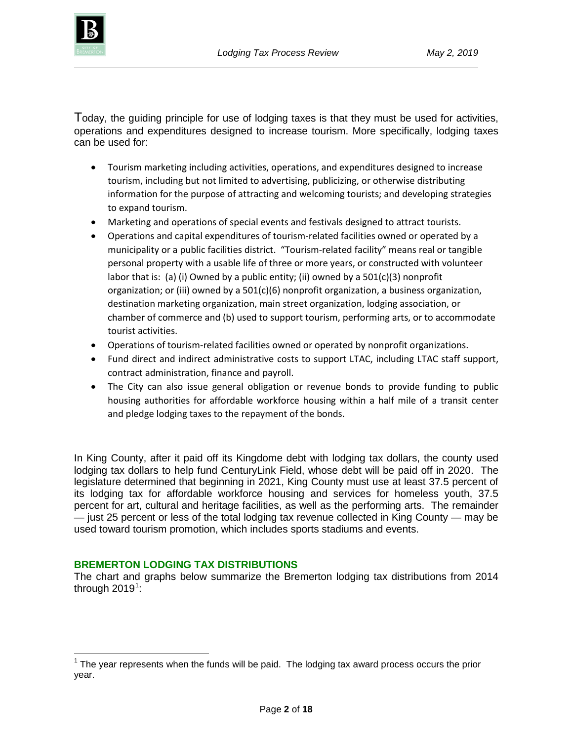Today, the guiding principle for use of lodging taxes is that they must be used for activities, operations and expenditures designed to increase tourism. More specifically, lodging taxes can be used for:

- Tourism marketing including activities, operations, and expenditures designed to increase tourism, including but not limited to advertising, publicizing, or otherwise distributing information for the purpose of attracting and welcoming tourists; and developing strategies to expand tourism.
- Marketing and operations of special events and festivals designed to attract tourists.
- Operations and capital expenditures of tourism-related facilities owned or operated by a municipality or a public facilities district. "Tourism-related facility" means real or tangible personal property with a usable life of three or more years, or constructed with volunteer labor that is: (a) (i) Owned by a public entity; (ii) owned by a 501(c)(3) nonprofit organization; or (iii) owned by a 501(c)(6) nonprofit organization, a business organization, destination marketing organization, main street organization, lodging association, or chamber of commerce and (b) used to support tourism, performing arts, or to accommodate tourist activities.
- Operations of tourism-related facilities owned or operated by nonprofit organizations.
- Fund direct and indirect administrative costs to support LTAC, including LTAC staff support, contract administration, finance and payroll.
- The City can also issue general obligation or revenue bonds to provide funding to public housing authorities for affordable workforce housing within a half mile of a transit center and pledge lodging taxes to the repayment of the bonds.

In King County, after it paid off its Kingdome debt with lodging tax dollars, the county used lodging tax dollars to help fund CenturyLink Field, whose debt will be paid off in 2020. The legislature determined that beginning in 2021, King County must use at least 37.5 percent of its lodging tax for affordable workforce housing and services for homeless youth, 37.5 percent for art, cultural and heritage facilities, as well as the performing arts. The remainder — just 25 percent or less of the total lodging tax revenue collected in King County — may be used toward tourism promotion, which includes sports stadiums and events.

### BREMERTON LODGING TAX DISTRIBUTIONS

The chart and graphs below summarize the Bremerton lodging tax distributions from 2014 through 2019[1]:

[1] The year represents when the funds will be paid. The lodging tax award process occurs the prior year.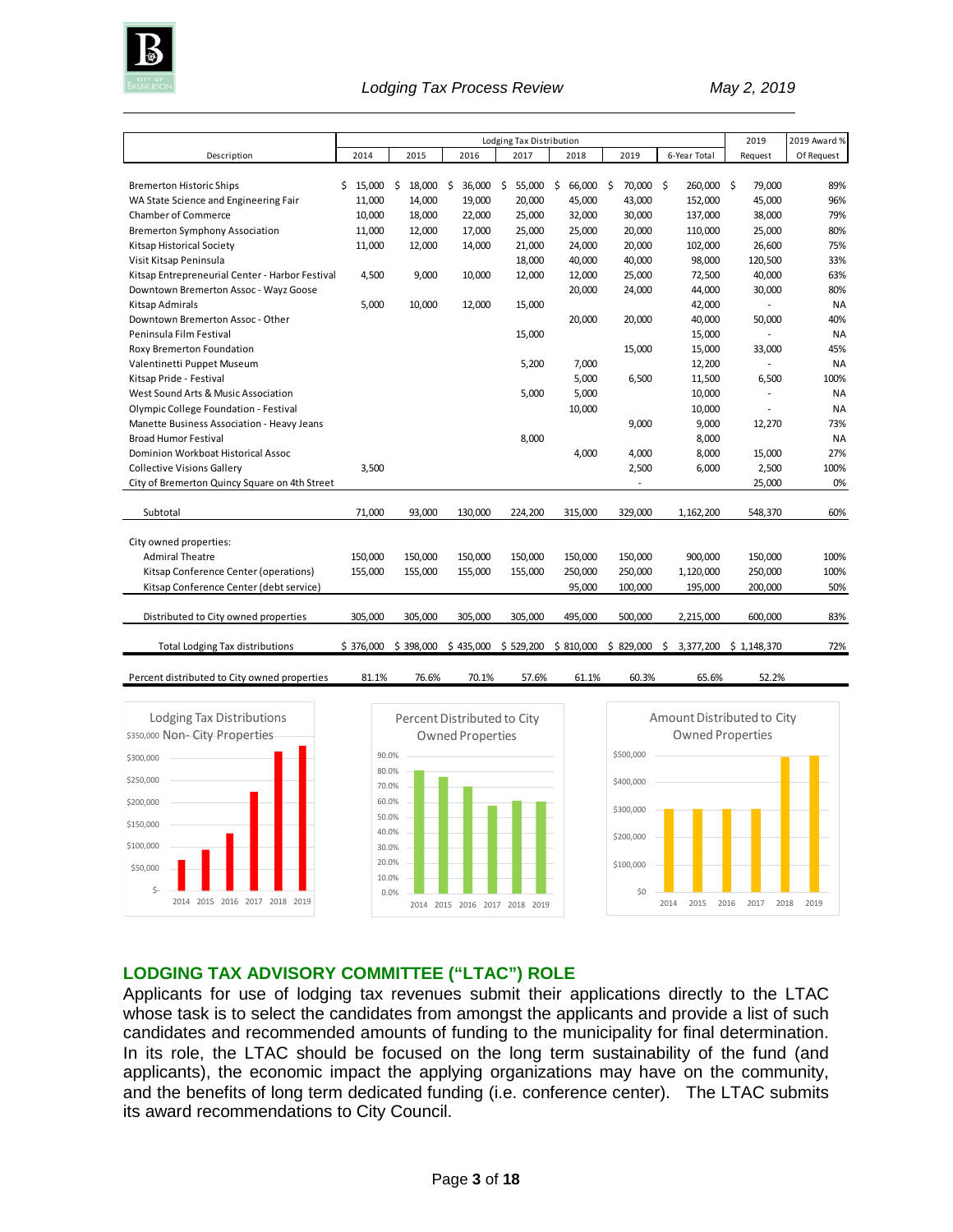| Description | Lodging Tax Distribution | | | | | | | 2019 | 2019 Award % |
|---|---|---|---|---|---|---|---|---|---|
| | 2014 | 2015 | 2016 | 2017 | 2018 | 2019 | 6-Year Total | Request | Of Request |
| Bremerton Historic Ships | $ 15,000 | $ 18,000 | $ 36,000 | $ 55,000 | $ 66,000 | $ 70,000 | $ 260,000 | $ 79,000 | 89% |
| WA State Science and Engineering Fair | 11,000 | 14,000 | 19,000 | 20,000 | 45,000 | 43,000 | 152,000 | 45,000 | 96% |
| Chamber of Commerce | 10,000 | 18,000 | 22,000 | 25,000 | 32,000 | 30,000 | 137,000 | 38,000 | 79% |
| Bremerton Symphony Association | 11,000 | 12,000 | 17,000 | 25,000 | 25,000 | 20,000 | 110,000 | 25,000 | 80% |
| Kitsap Historical Society | 11,000 | 12,000 | 14,000 | 21,000 | 24,000 | 20,000 | 102,000 | 26,600 | 75% |
| Visit Kitsap Peninsula | | | | 18,000 | 40,000 | 40,000 | 98,000 | 120,500 | 33% |
| Kitsap Entrepreneurial Center - Harbor Festival | 4,500 | 9,000 | 10,000 | 12,000 | 12,000 | 25,000 | 72,500 | 40,000 | 63% |
| Downtown Bremerton Assoc - Wayz Goose | | | | | 20,000 | 24,000 | 44,000 | 30,000 | 80% |
| Kitsap Admirals | 5,000 | 10,000 | 12,000 | 15,000 | | | 42,000 | - | NA |
| Downtown Bremerton Assoc - Other | | | | | 20,000 | 20,000 | 40,000 | 50,000 | 40% |
| Peninsula Film Festival | | | | 15,000 | | | 15,000 | - | NA |
| Roxy Bremerton Foundation | | | | | | 15,000 | 15,000 | 33,000 | 45% |
| Valentinetti Puppet Museum | | | | 5,200 | 7,000 | | 12,200 | - | NA |
| Kitsap Pride - Festival | | | | | 5,000 | 6,500 | 11,500 | 6,500 | 100% |
| West Sound Arts & Music Association | | | | 5,000 | 5,000 | | 10,000 | - | NA |
| Olympic College Foundation - Festival | | | | | 10,000 | | 10,000 | - | NA |
| Manette Business Association - Heavy Jeans | | | | | | 9,000 | 9,000 | 12,270 | 73% |
| Broad Humor Festival | | | | 8,000 | | | 8,000 | | NA |
| Dominion Workboat Historical Assoc | | | | | 4,000 | 4,000 | 8,000 | 15,000 | 27% |
| Collective Visions Gallery | 3,500 | | | | | 2,500 | 6,000 | 2,500 | 100% |
| City of Bremerton Quincy Square on 4th Street | | | | | | - | | 25,000 | 0% |
| Subtotal | 71,000 | 93,000 | 130,000 | 224,200 | 315,000 | 329,000 | 1,162,200 | 548,370 | 60% |
| City owned properties: | | | | | | | | | |
| Admiral Theatre | 150,000 | 150,000 | 150,000 | 150,000 | 150,000 | 150,000 | 900,000 | 150,000 | 100% |
| Kitsap Conference Center (operations) | 155,000 | 155,000 | 155,000 | 155,000 | 250,000 | 250,000 | 1,120,000 | 250,000 | 100% |
| Kitsap Conference Center (debt service) | | | | | 95,000 | 100,000 | 195,000 | 200,000 | 50% |
| Distributed to City owned properties | 305,000 | 305,000 | 305,000 | 305,000 | 495,000 | 500,000 | 2,215,000 | 600,000 | 83% |
| Total Lodging Tax distributions | $ 376,000 | $ 398,000 | $ 435,000 | $ 529,200 | $ 810,000 | $ 829,000 | $ 3,377,200 | $ 1,148,370 | 72% |
| Percent distributed to City owned properties | 81.1% | 76.6% | 70.1% | 57.6% | 61.1% | 60.3% | 65.6% | 52.2% | |

Lodging Tax Distributions Non- City Properties

Percent Distributed to City Owned Properties

Amount Distributed to City Owned Properties

## LODGING TAX ADVISORY COMMITTEE ("LTAC") ROLE

Applicants for use of lodging tax revenues submit their applications directly to the LTAC whose task is to select the candidates from amongst the applicants and provide a list of such candidates and recommended amounts of funding to the municipality for final determination. In its role, the LTAC should be focused on the long term sustainability of the fund (and applicants), the economic impact the applying organizations may have on the community, and the benefits of long term dedicated funding (i.e. conference center). The LTAC submits its award recommendations to City Council.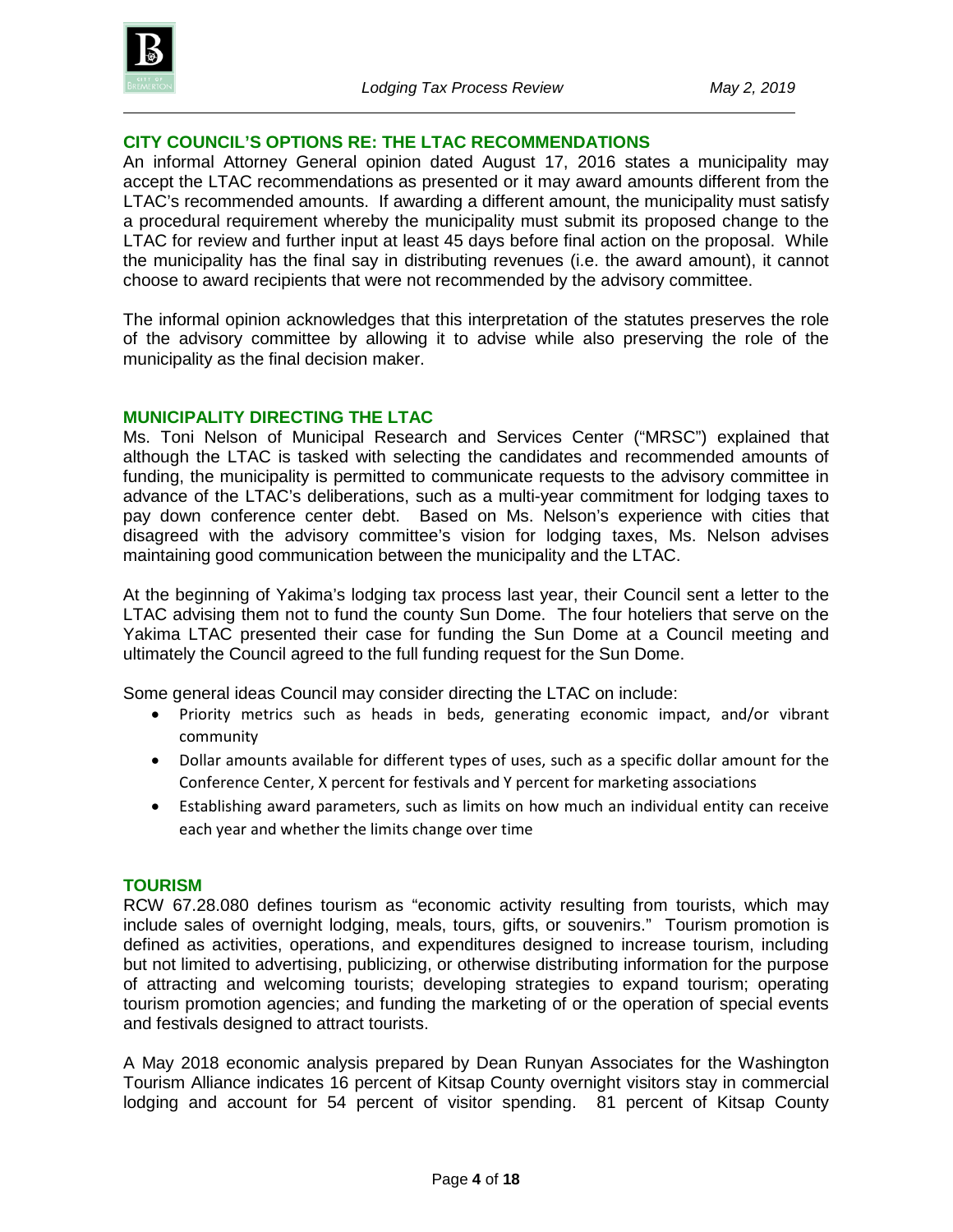## CITY COUNCIL'S OPTIONS RE: THE LTAC RECOMMENDATIONS

An informal Attorney General opinion dated August 17, 2016 states a municipality may accept the LTAC recommendations as presented or it may award amounts different from the LTAC's recommended amounts. If awarding a different amount, the municipality must satisfy a procedural requirement whereby the municipality must submit its proposed change to the LTAC for review and further input at least 45 days before final action on the proposal. While the municipality has the final say in distributing revenues (i.e. the award amount), it cannot choose to award recipients that were not recommended by the advisory committee.

The informal opinion acknowledges that this interpretation of the statutes preserves the role of the advisory committee by allowing it to advise while also preserving the role of the municipality as the final decision maker.

## MUNICIPALITY DIRECTING THE LTAC

Ms. Toni Nelson of Municipal Research and Services Center ("MRSC") explained that although the LTAC is tasked with selecting the candidates and recommended amounts of funding, the municipality is permitted to communicate requests to the advisory committee in advance of the LTAC's deliberations, such as a multi-year commitment for lodging taxes to pay down conference center debt. Based on Ms. Nelson's experience with cities that disagreed with the advisory committee's vision for lodging taxes, Ms. Nelson advises maintaining good communication between the municipality and the LTAC.

At the beginning of Yakima's lodging tax process last year, their Council sent a letter to the LTAC advising them not to fund the county Sun Dome. The four hoteliers that serve on the Yakima LTAC presented their case for funding the Sun Dome at a Council meeting and ultimately the Council agreed to the full funding request for the Sun Dome.

Some general ideas Council may consider directing the LTAC on include:

- Priority metrics such as heads in beds, generating economic impact, and/or vibrant community
- Dollar amounts available for different types of uses, such as a specific dollar amount for the Conference Center, X percent for festivals and Y percent for marketing associations
- Establishing award parameters, such as limits on how much an individual entity can receive each year and whether the limits change over time

## TOURISM

RCW 67.28.080 defines tourism as "economic activity resulting from tourists, which may include sales of overnight lodging, meals, tours, gifts, or souvenirs." Tourism promotion is defined as activities, operations, and expenditures designed to increase tourism, including but not limited to advertising, publicizing, or otherwise distributing information for the purpose of attracting and welcoming tourists; developing strategies to expand tourism; operating tourism promotion agencies; and funding the marketing of or the operation of special events and festivals designed to attract tourists.

A May 2018 economic analysis prepared by Dean Runyan Associates for the Washington Tourism Alliance indicates 16 percent of Kitsap County overnight visitors stay in commercial lodging and account for 54 percent of visitor spending. 81 percent of Kitsap County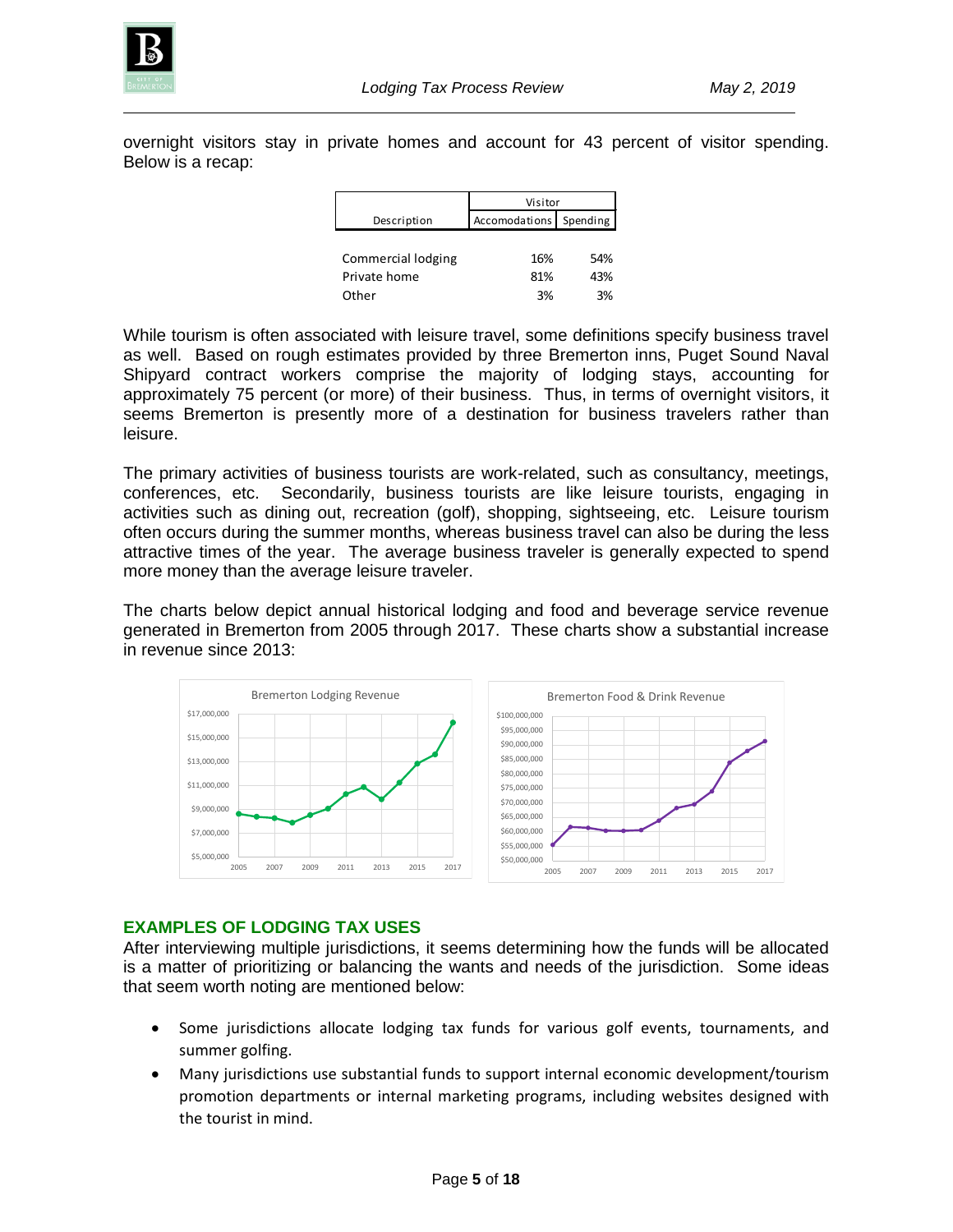overnight visitors stay in private homes and account for 43 percent of visitor spending. Below is a recap:

| Description | Visitor Accomodations | Visitor Spending |
|---|---|---|
| Commercial lodging | 16% | 54% |
| Private home | 81% | 43% |
| Other | 3% | 3% |

While tourism is often associated with leisure travel, some definitions specify business travel as well. Based on rough estimates provided by three Bremerton inns, Puget Sound Naval Shipyard contract workers comprise the majority of lodging stays, accounting for approximately 75 percent (or more) of their business. Thus, in terms of overnight visitors, it seems Bremerton is presently more of a destination for business travelers rather than leisure.

The primary activities of business tourists are work-related, such as consultancy, meetings, conferences, etc. Secondarily, business tourists are like leisure tourists, engaging in activities such as dining out, recreation (golf), shopping, sightseeing, etc. Leisure tourism often occurs during the summer months, whereas business travel can also be during the less attractive times of the year. The average business traveler is generally expected to spend more money than the average leisure traveler.

The charts below depict annual historical lodging and food and beverage service revenue generated in Bremerton from 2005 through 2017. These charts show a substantial increase in revenue since 2013:

## EXAMPLES OF LODGING TAX USES

After interviewing multiple jurisdictions, it seems determining how the funds will be allocated is a matter of prioritizing or balancing the wants and needs of the jurisdiction. Some ideas that seem worth noting are mentioned below:

- Some jurisdictions allocate lodging tax funds for various golf events, tournaments, and summer golfing.
- Many jurisdictions use substantial funds to support internal economic development/tourism promotion departments or internal marketing programs, including websites designed with the tourist in mind.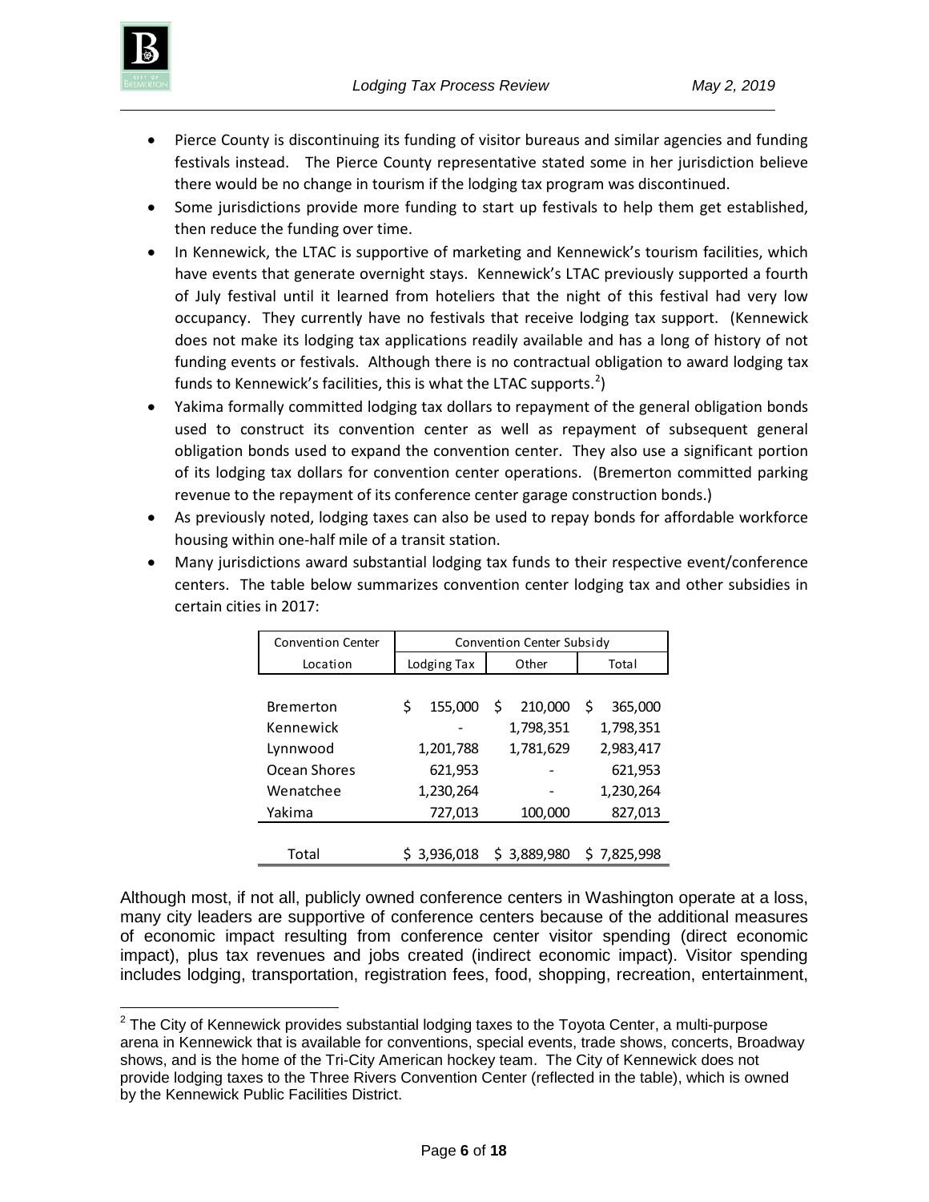- Pierce County is discontinuing its funding of visitor bureaus and similar agencies and funding festivals instead. The Pierce County representative stated some in her jurisdiction believe there would be no change in tourism if the lodging tax program was discontinued.
- Some jurisdictions provide more funding to start up festivals to help them get established, then reduce the funding over time.
- In Kennewick, the LTAC is supportive of marketing and Kennewick's tourism facilities, which have events that generate overnight stays. Kennewick's LTAC previously supported a fourth of July festival until it learned from hoteliers that the night of this festival had very low occupancy. They currently have no festivals that receive lodging tax support. (Kennewick does not make its lodging tax applications readily available and has a long of history of not funding events or festivals. Although there is no contractual obligation to award lodging tax funds to Kennewick's facilities, this is what the LTAC supports.[2])
- Yakima formally committed lodging tax dollars to repayment of the general obligation bonds used to construct its convention center as well as repayment of subsequent general obligation bonds used to expand the convention center. They also use a significant portion of its lodging tax dollars for convention center operations. (Bremerton committed parking revenue to the repayment of its conference center garage construction bonds.)
- As previously noted, lodging taxes can also be used to repay bonds for affordable workforce housing within one-half mile of a transit station.
- Many jurisdictions award substantial lodging tax funds to their respective event/conference centers. The table below summarizes convention center lodging tax and other subsidies in certain cities in 2017:

| Convention Center | Convention Center Subsidy | | |
|---|---|---|---|
| Location | Lodging Tax | Other | Total |
| Bremerton | $ 155,000 | $ 210,000 | $ 365,000 |
| Kennewick | - | 1,798,351 | 1,798,351 |
| Lynnwood | 1,201,788 | 1,781,629 | 2,983,417 |
| Ocean Shores | 621,953 | - | 621,953 |
| Wenatchee | 1,230,264 | - | 1,230,264 |
| Yakima | 727,013 | 100,000 | 827,013 |
| Total | $ 3,936,018 | $ 3,889,980 | $ 7,825,998 |

Although most, if not all, publicly owned conference centers in Washington operate at a loss, many city leaders are supportive of conference centers because of the additional measures of economic impact resulting from conference center visitor spending (direct economic impact), plus tax revenues and jobs created (indirect economic impact). Visitor spending includes lodging, transportation, registration fees, food, shopping, recreation, entertainment,

[2] The City of Kennewick provides substantial lodging taxes to the Toyota Center, a multi-purpose arena in Kennewick that is available for conventions, special events, trade shows, concerts, Broadway shows, and is the home of the Tri-City American hockey team. The City of Kennewick does not provide lodging taxes to the Three Rivers Convention Center (reflected in the table), which is owned by the Kennewick Public Facilities District.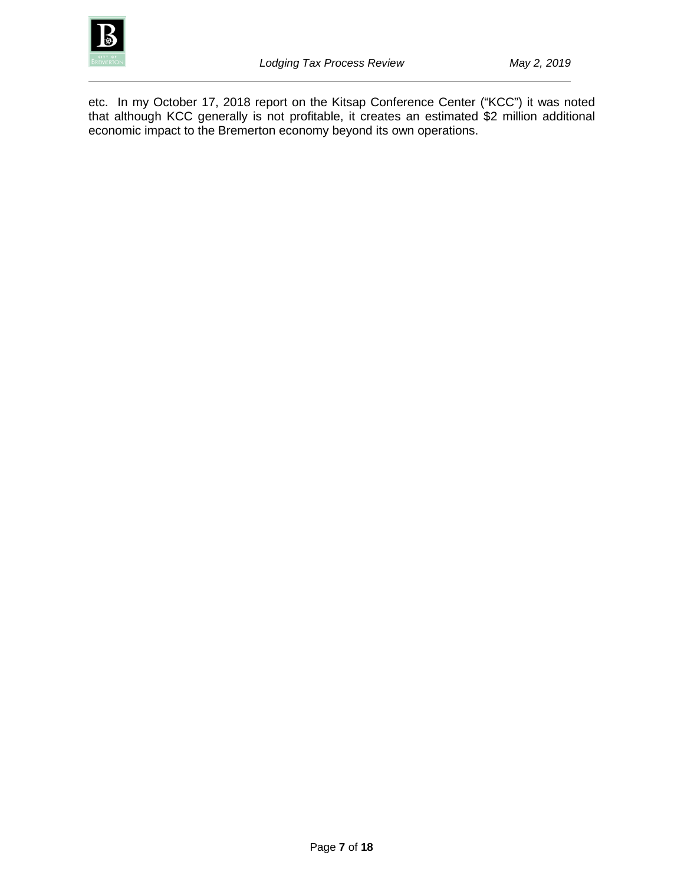etc. In my October 17, 2018 report on the Kitsap Conference Center ("KCC") it was noted that although KCC generally is not profitable, it creates an estimated $2 million additional economic impact to the Bremerton economy beyond its own operations.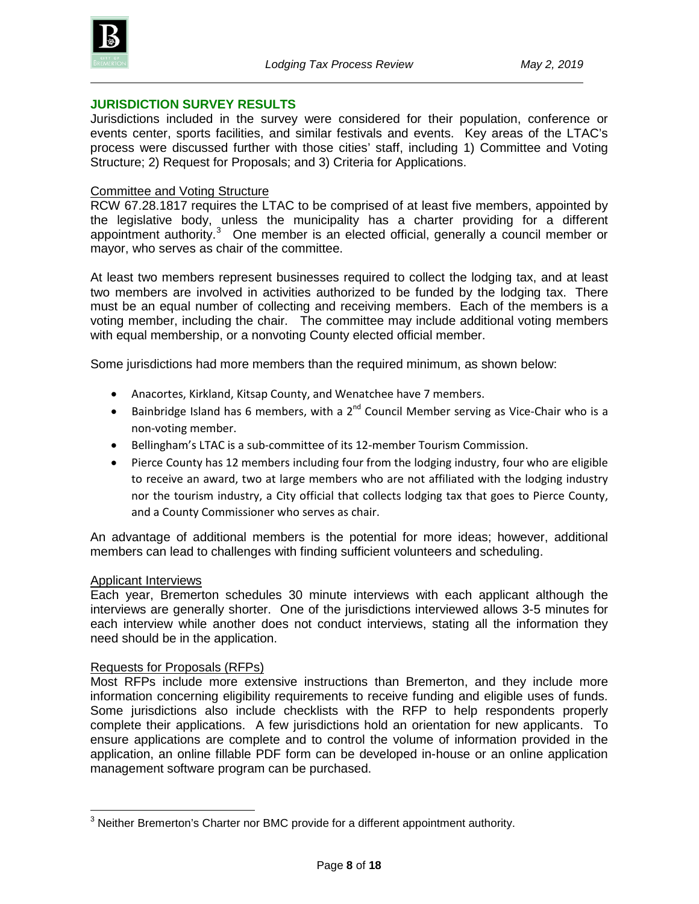## JURISDICTION SURVEY RESULTS

Jurisdictions included in the survey were considered for their population, conference or events center, sports facilities, and similar festivals and events. Key areas of the LTAC's process were discussed further with those cities' staff, including 1) Committee and Voting Structure; 2) Request for Proposals; and 3) Criteria for Applications.

### Committee and Voting Structure

RCW 67.28.1817 requires the LTAC to be comprised of at least five members, appointed by the legislative body, unless the municipality has a charter providing for a different appointment authority.[3] One member is an elected official, generally a council member or mayor, who serves as chair of the committee.

At least two members represent businesses required to collect the lodging tax, and at least two members are involved in activities authorized to be funded by the lodging tax. There must be an equal number of collecting and receiving members. Each of the members is a voting member, including the chair. The committee may include additional voting members with equal membership, or a nonvoting County elected official member.

Some jurisdictions had more members than the required minimum, as shown below:

- Anacortes, Kirkland, Kitsap County, and Wenatchee have 7 members.
- Bainbridge Island has 6 members, with a 2nd Council Member serving as Vice-Chair who is a non-voting member.
- Bellingham's LTAC is a sub-committee of its 12-member Tourism Commission.
- Pierce County has 12 members including four from the lodging industry, four who are eligible to receive an award, two at large members who are not affiliated with the lodging industry nor the tourism industry, a City official that collects lodging tax that goes to Pierce County, and a County Commissioner who serves as chair.

An advantage of additional members is the potential for more ideas; however, additional members can lead to challenges with finding sufficient volunteers and scheduling.

### Applicant Interviews

Each year, Bremerton schedules 30 minute interviews with each applicant although the interviews are generally shorter. One of the jurisdictions interviewed allows 3-5 minutes for each interview while another does not conduct interviews, stating all the information they need should be in the application.

### Requests for Proposals (RFPs)

Most RFPs include more extensive instructions than Bremerton, and they include more information concerning eligibility requirements to receive funding and eligible uses of funds. Some jurisdictions also include checklists with the RFP to help respondents properly complete their applications. A few jurisdictions hold an orientation for new applicants. To ensure applications are complete and to control the volume of information provided in the application, an online fillable PDF form can be developed in-house or an online application management software program can be purchased.

---

[3] Neither Bremerton's Charter nor BMC provide for a different appointment authority.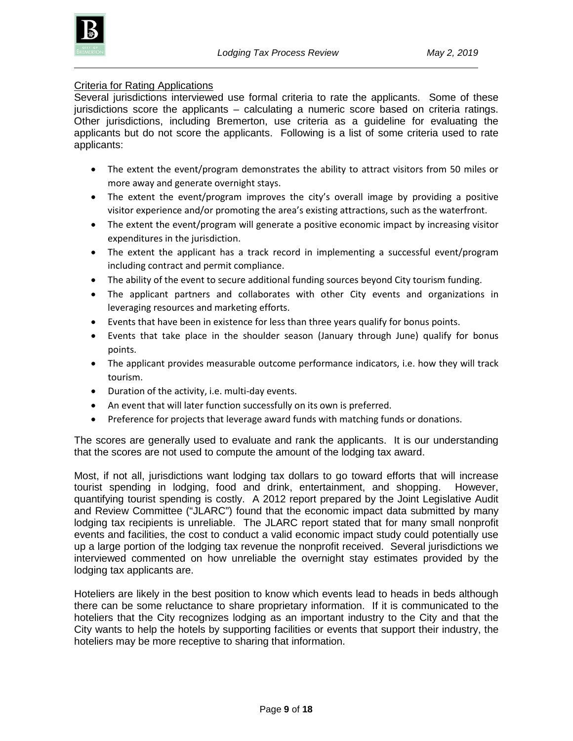## Criteria for Rating Applications

Several jurisdictions interviewed use formal criteria to rate the applicants. Some of these jurisdictions score the applicants – calculating a numeric score based on criteria ratings. Other jurisdictions, including Bremerton, use criteria as a guideline for evaluating the applicants but do not score the applicants. Following is a list of some criteria used to rate applicants:

- The extent the event/program demonstrates the ability to attract visitors from 50 miles or more away and generate overnight stays.
- The extent the event/program improves the city's overall image by providing a positive visitor experience and/or promoting the area's existing attractions, such as the waterfront.
- The extent the event/program will generate a positive economic impact by increasing visitor expenditures in the jurisdiction.
- The extent the applicant has a track record in implementing a successful event/program including contract and permit compliance.
- The ability of the event to secure additional funding sources beyond City tourism funding.
- The applicant partners and collaborates with other City events and organizations in leveraging resources and marketing efforts.
- Events that have been in existence for less than three years qualify for bonus points.
- Events that take place in the shoulder season (January through June) qualify for bonus points.
- The applicant provides measurable outcome performance indicators, i.e. how they will track tourism.
- Duration of the activity, i.e. multi-day events.
- An event that will later function successfully on its own is preferred.
- Preference for projects that leverage award funds with matching funds or donations.

The scores are generally used to evaluate and rank the applicants. It is our understanding that the scores are not used to compute the amount of the lodging tax award.

Most, if not all, jurisdictions want lodging tax dollars to go toward efforts that will increase tourist spending in lodging, food and drink, entertainment, and shopping. However, quantifying tourist spending is costly. A 2012 report prepared by the Joint Legislative Audit and Review Committee ("JLARC") found that the economic impact data submitted by many lodging tax recipients is unreliable. The JLARC report stated that for many small nonprofit events and facilities, the cost to conduct a valid economic impact study could potentially use up a large portion of the lodging tax revenue the nonprofit received. Several jurisdictions we interviewed commented on how unreliable the overnight stay estimates provided by the lodging tax applicants are.

Hoteliers are likely in the best position to know which events lead to heads in beds although there can be some reluctance to share proprietary information. If it is communicated to the hoteliers that the City recognizes lodging as an important industry to the City and that the City wants to help the hotels by supporting facilities or events that support their industry, the hoteliers may be more receptive to sharing that information.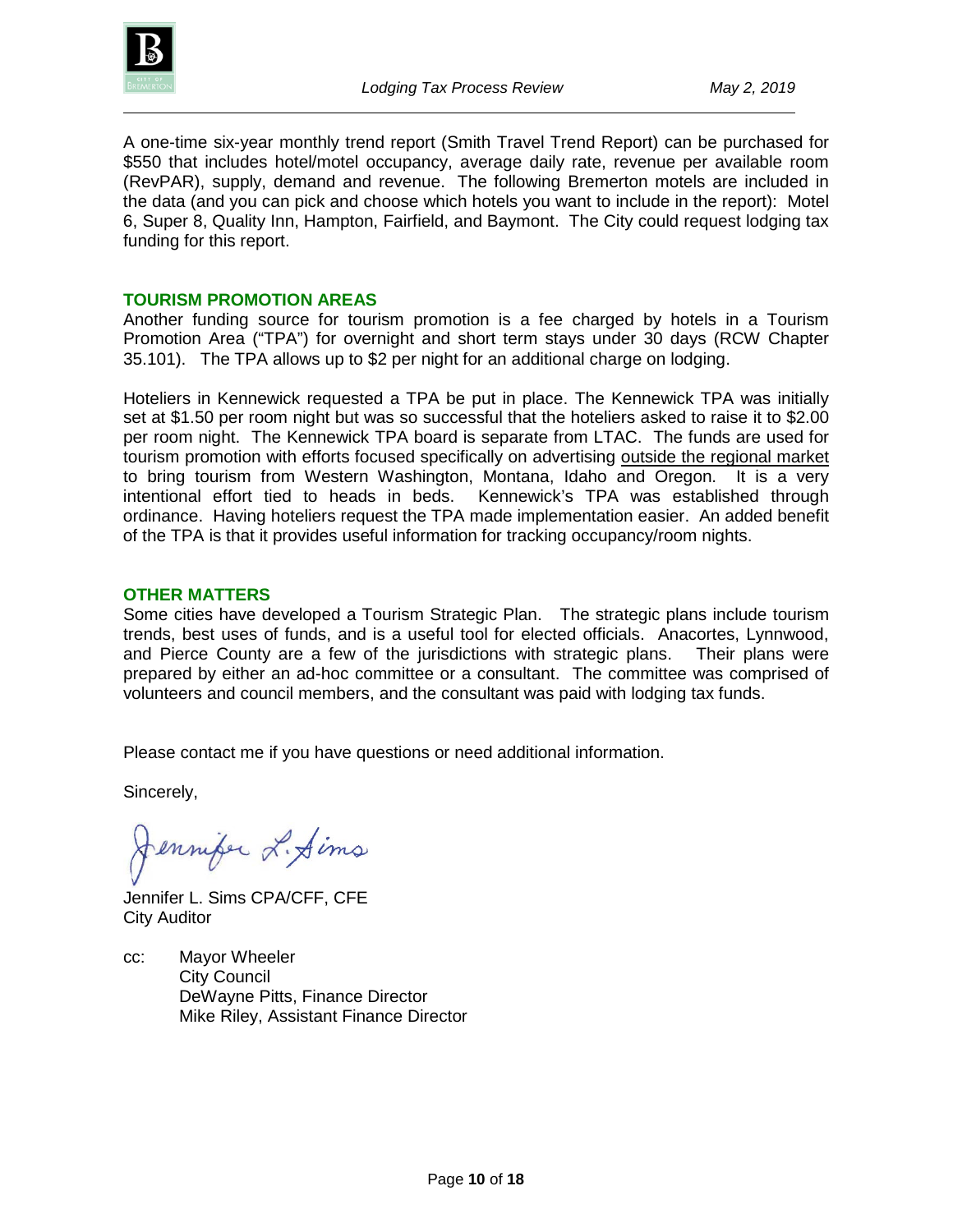A one-time six-year monthly trend report (Smith Travel Trend Report) can be purchased for $550 that includes hotel/motel occupancy, average daily rate, revenue per available room (RevPAR), supply, demand and revenue. The following Bremerton motels are included in the data (and you can pick and choose which hotels you want to include in the report): Motel 6, Super 8, Quality Inn, Hampton, Fairfield, and Baymont. The City could request lodging tax funding for this report.

## TOURISM PROMOTION AREAS

Another funding source for tourism promotion is a fee charged by hotels in a Tourism Promotion Area ("TPA") for overnight and short term stays under 30 days (RCW Chapter 35.101). The TPA allows up to $2 per night for an additional charge on lodging.

Hoteliers in Kennewick requested a TPA be put in place. The Kennewick TPA was initially set at $1.50 per room night but was so successful that the hoteliers asked to raise it to $2.00 per room night. The Kennewick TPA board is separate from LTAC. The funds are used for tourism promotion with efforts focused specifically on advertising <u>outside the regional market</u> to bring tourism from Western Washington, Montana, Idaho and Oregon. It is a very intentional effort tied to heads in beds. Kennewick's TPA was established through ordinance. Having hoteliers request the TPA made implementation easier. An added benefit of the TPA is that it provides useful information for tracking occupancy/room nights.

## OTHER MATTERS

Some cities have developed a Tourism Strategic Plan. The strategic plans include tourism trends, best uses of funds, and is a useful tool for elected officials. Anacortes, Lynnwood, and Pierce County are a few of the jurisdictions with strategic plans. Their plans were prepared by either an ad-hoc committee or a consultant. The committee was comprised of volunteers and council members, and the consultant was paid with lodging tax funds.

Please contact me if you have questions or need additional information.

Sincerely,

*Jennifer L. Sims*

Jennifer L. Sims CPA/CFF, CFE
City Auditor

cc: Mayor Wheeler
City Council
DeWayne Pitts, Finance Director
Mike Riley, Assistant Finance Director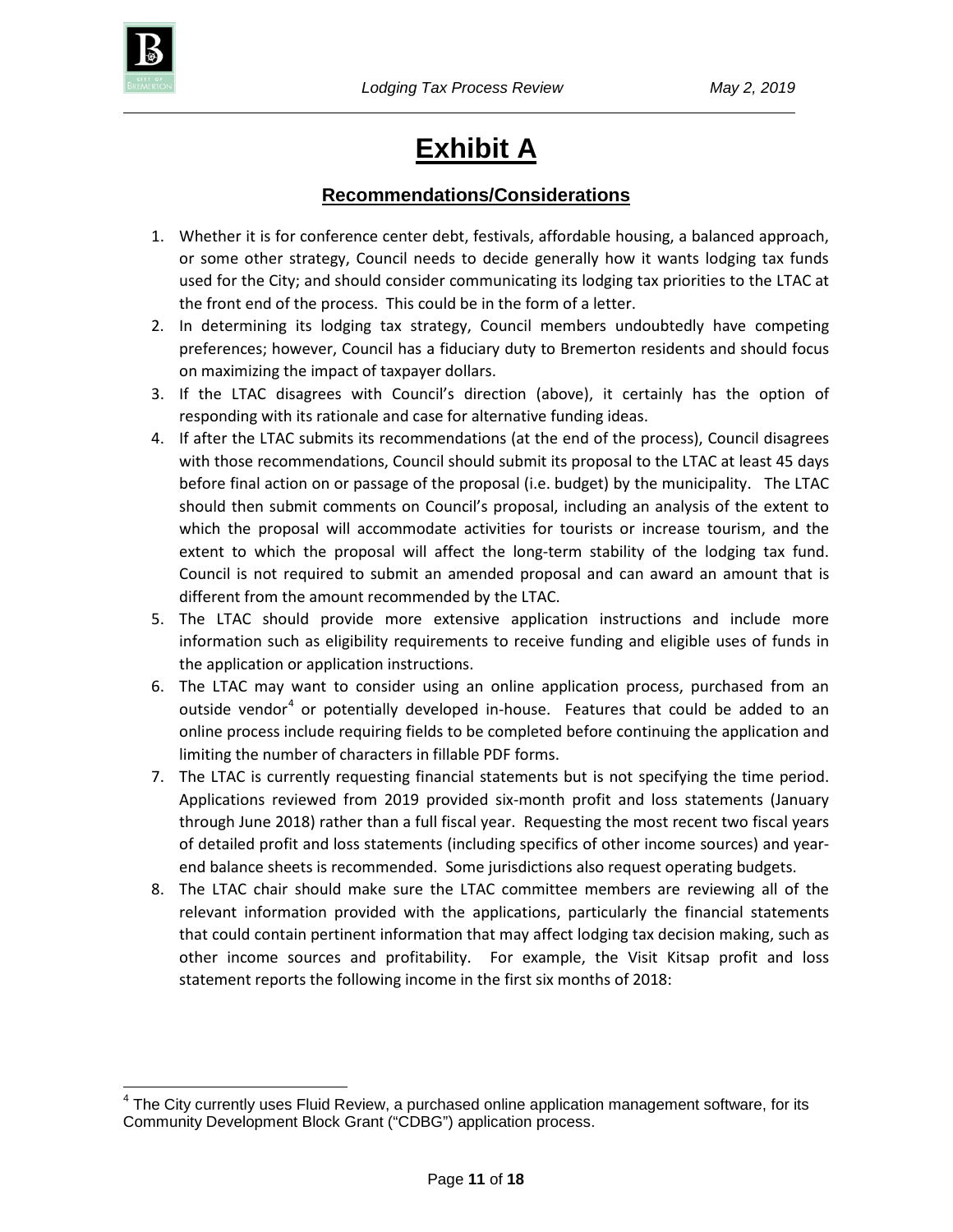# Exhibit A

## Recommendations/Considerations

1. Whether it is for conference center debt, festivals, affordable housing, a balanced approach, or some other strategy, Council needs to decide generally how it wants lodging tax funds used for the City; and should consider communicating its lodging tax priorities to the LTAC at the front end of the process. This could be in the form of a letter.
2. In determining its lodging tax strategy, Council members undoubtedly have competing preferences; however, Council has a fiduciary duty to Bremerton residents and should focus on maximizing the impact of taxpayer dollars.
3. If the LTAC disagrees with Council's direction (above), it certainly has the option of responding with its rationale and case for alternative funding ideas.
4. If after the LTAC submits its recommendations (at the end of the process), Council disagrees with those recommendations, Council should submit its proposal to the LTAC at least 45 days before final action on or passage of the proposal (i.e. budget) by the municipality. The LTAC should then submit comments on Council's proposal, including an analysis of the extent to which the proposal will accommodate activities for tourists or increase tourism, and the extent to which the proposal will affect the long-term stability of the lodging tax fund. Council is not required to submit an amended proposal and can award an amount that is different from the amount recommended by the LTAC.
5. The LTAC should provide more extensive application instructions and include more information such as eligibility requirements to receive funding and eligible uses of funds in the application or application instructions.
6. The LTAC may want to consider using an online application process, purchased from an outside vendor[4] or potentially developed in-house. Features that could be added to an online process include requiring fields to be completed before continuing the application and limiting the number of characters in fillable PDF forms.
7. The LTAC is currently requesting financial statements but is not specifying the time period. Applications reviewed from 2019 provided six-month profit and loss statements (January through June 2018) rather than a full fiscal year. Requesting the most recent two fiscal years of detailed profit and loss statements (including specifics of other income sources) and year-end balance sheets is recommended. Some jurisdictions also request operating budgets.
8. The LTAC chair should make sure the LTAC committee members are reviewing all of the relevant information provided with the applications, particularly the financial statements that could contain pertinent information that may affect lodging tax decision making, such as other income sources and profitability. For example, the Visit Kitsap profit and loss statement reports the following income in the first six months of 2018:

[4] The City currently uses Fluid Review, a purchased online application management software, for its Community Development Block Grant ("CDBG") application process.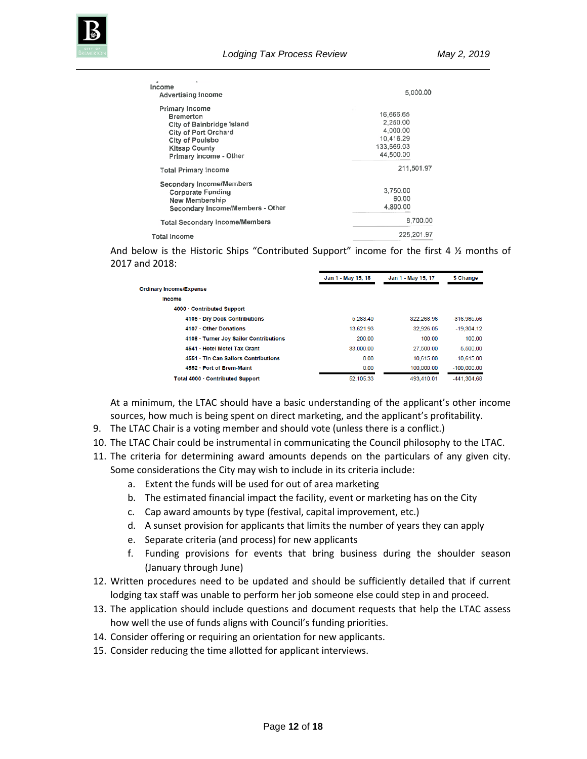| | |
|---|---|
| **Income** | |
| Advertising Income | 5,000.00 |
| Primary Income | |
| Bremerton | 16,666.65 |
| City of Bainbridge Island | 2,250.00 |
| City of Port Orchard | 4,000.00 |
| City of Poulsbo | 10,416.29 |
| Kitsap County | 133,669.03 |
| Primary Income - Other | 44,500.00 |
| Total Primary Income | 211,501.97 |
| Secondary Income/Members | |
| Corporate Funding | 3,750.00 |
| New Membership | 60.00 |
| Secondary Income/Members - Other | 4,890.00 |
| Total Secondary Income/Members | 8,700.00 |
| Total Income | 225,201.97 |

And below is the Historic Ships "Contributed Support" income for the first 4 ½ months of 2017 and 2018:

| | Jan 1 - May 15, 18 | Jan 1 - May 15, 17 | $ Change |
|---|---|---|---|
| **Ordinary Income/Expense** | | | |
| **Income** | | | |
| **4000 · Contributed Support** | | | |
| 4105 · Dry Dock Contributions | 5,283.40 | 322,268.96 | -316,985.56 |
| 4107 · Other Donations | 13,621.93 | 32,926.05 | -19,304.12 |
| 4108 · Turner Joy Sailor Contributions | 200.00 | 100.00 | 100.00 |
| 4541 · Hotel Motel Tax Grant | 33,000.00 | 27,500.00 | 5,500.00 |
| 4551 · Tin Can Sailors Contributions | 0.00 | 10,615.00 | -10,615.00 |
| 4552 · Port of Brem-Maint | 0.00 | 100,000.00 | -100,000.00 |
| **Total 4000 · Contributed Support** | 52,105.33 | 493,410.01 | -441,304.68 |

At a minimum, the LTAC should have a basic understanding of the applicant's other income sources, how much is being spent on direct marketing, and the applicant's profitability.

9. The LTAC Chair is a voting member and should vote (unless there is a conflict.)
10. The LTAC Chair could be instrumental in communicating the Council philosophy to the LTAC.
11. The criteria for determining award amounts depends on the particulars of any given city. Some considerations the City may wish to include in its criteria include:
    a. Extent the funds will be used for out of area marketing
    b. The estimated financial impact the facility, event or marketing has on the City
    c. Cap award amounts by type (festival, capital improvement, etc.)
    d. A sunset provision for applicants that limits the number of years they can apply
    e. Separate criteria (and process) for new applicants
    f. Funding provisions for events that bring business during the shoulder season (January through June)
12. Written procedures need to be updated and should be sufficiently detailed that if current lodging tax staff was unable to perform her job someone else could step in and proceed.
13. The application should include questions and document requests that help the LTAC assess how well the use of funds aligns with Council's funding priorities.
14. Consider offering or requiring an orientation for new applicants.
15. Consider reducing the time allotted for applicant interviews.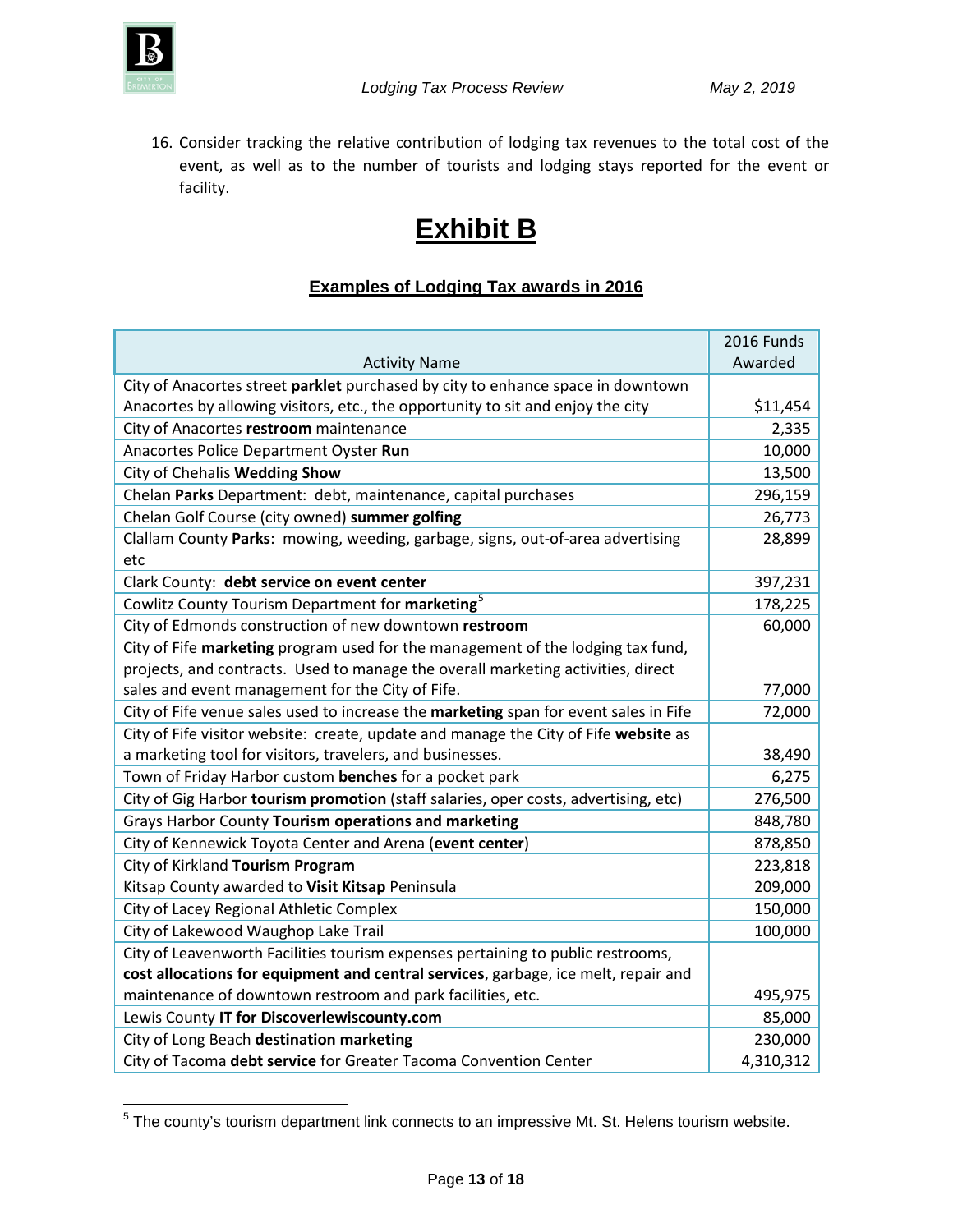16. Consider tracking the relative contribution of lodging tax revenues to the total cost of the event, as well as to the number of tourists and lodging stays reported for the event or facility.

# Exhibit B

## Examples of Lodging Tax awards in 2016

| Activity Name | 2016 Funds Awarded |
|---|---|
| City of Anacortes street **parklet** purchased by city to enhance space in downtown Anacortes by allowing visitors, etc., the opportunity to sit and enjoy the city | $11,454 |
| City of Anacortes **restroom** maintenance | 2,335 |
| Anacortes Police Department Oyster **Run** | 10,000 |
| City of Chehalis **Wedding Show** | 13,500 |
| Chelan **Parks** Department: debt, maintenance, capital purchases | 296,159 |
| Chelan Golf Course (city owned) **summer golfing** | 26,773 |
| Clallam County **Parks**: mowing, weeding, garbage, signs, out-of-area advertising etc | 28,899 |
| Clark County: **debt service on event center** | 397,231 |
| Cowlitz County Tourism Department for **marketing**[5] | 178,225 |
| City of Edmonds construction of new downtown **restroom** | 60,000 |
| City of Fife **marketing** program used for the management of the lodging tax fund, projects, and contracts. Used to manage the overall marketing activities, direct sales and event management for the City of Fife. | 77,000 |
| City of Fife venue sales used to increase the **marketing** span for event sales in Fife | 72,000 |
| City of Fife visitor website: create, update and manage the City of Fife **website** as a marketing tool for visitors, travelers, and businesses. | 38,490 |
| Town of Friday Harbor custom **benches** for a pocket park | 6,275 |
| City of Gig Harbor **tourism promotion** (staff salaries, oper costs, advertising, etc) | 276,500 |
| Grays Harbor County **Tourism operations and marketing** | 848,780 |
| City of Kennewick Toyota Center and Arena (**event center**) | 878,850 |
| City of Kirkland **Tourism Program** | 223,818 |
| Kitsap County awarded to **Visit Kitsap** Peninsula | 209,000 |
| City of Lacey Regional Athletic Complex | 150,000 |
| City of Lakewood Waughop Lake Trail | 100,000 |
| City of Leavenworth Facilities tourism expenses pertaining to public restrooms, **cost allocations for equipment and central services**, garbage, ice melt, repair and maintenance of downtown restroom and park facilities, etc. | 495,975 |
| Lewis County **IT for Discoverlewiscounty.com** | 85,000 |
| City of Long Beach **destination marketing** | 230,000 |
| City of Tacoma **debt service** for Greater Tacoma Convention Center | 4,310,312 |

[5] The county's tourism department link connects to an impressive Mt. St. Helens tourism website.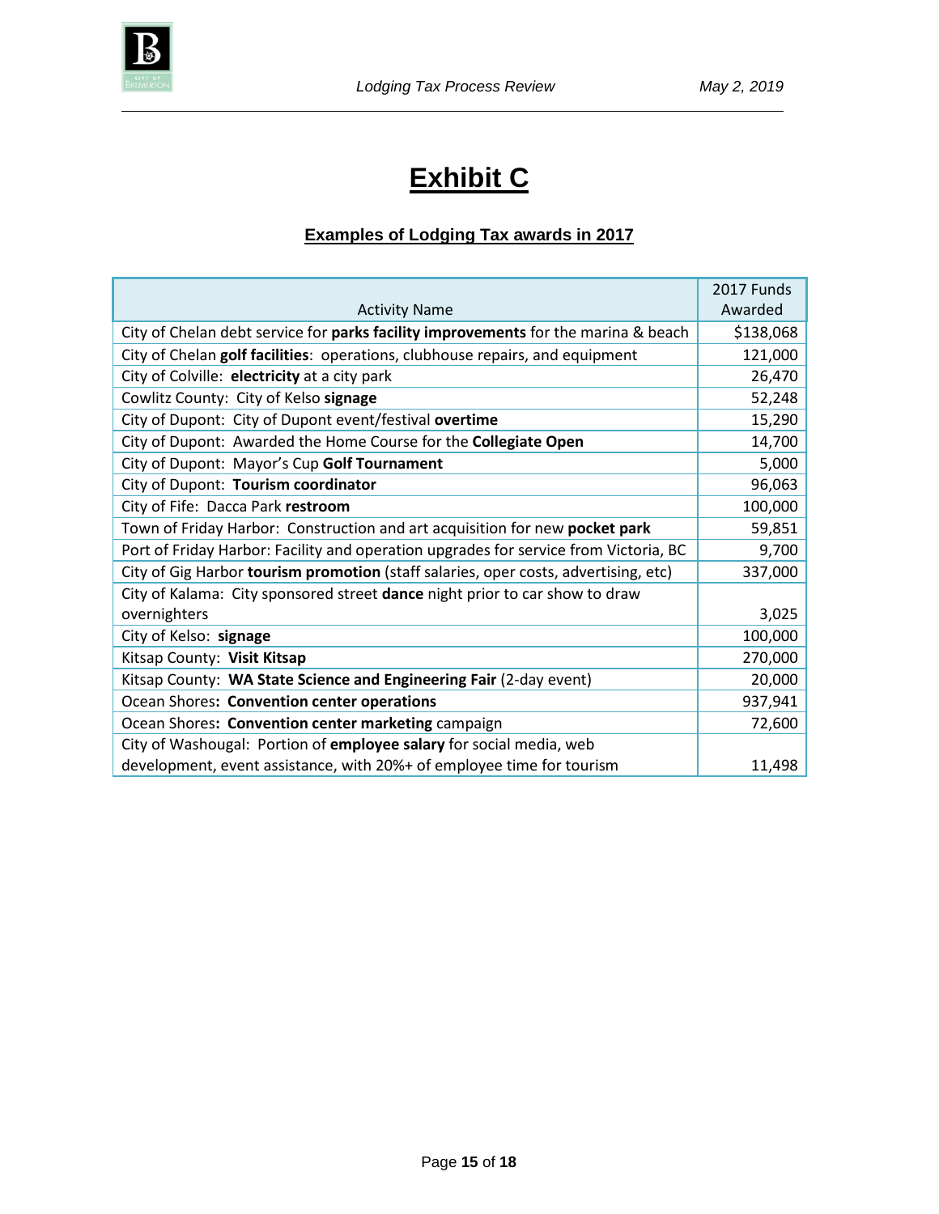# Exhibit C

## Examples of Lodging Tax awards in 2017

| Activity Name | 2017 Funds Awarded |
|---|---|
| City of Chelan debt service for **parks facility improvements** for the marina & beach | $138,068 |
| City of Chelan **golf facilities**: operations, clubhouse repairs, and equipment | 121,000 |
| City of Colville: **electricity** at a city park | 26,470 |
| Cowlitz County: City of Kelso **signage** | 52,248 |
| City of Dupont: City of Dupont event/festival **overtime** | 15,290 |
| City of Dupont: Awarded the Home Course for the **Collegiate Open** | 14,700 |
| City of Dupont: Mayor's Cup **Golf Tournament** | 5,000 |
| City of Dupont: **Tourism coordinator** | 96,063 |
| City of Fife: Dacca Park **restroom** | 100,000 |
| Town of Friday Harbor: Construction and art acquisition for new **pocket park** | 59,851 |
| Port of Friday Harbor: Facility and operation upgrades for service from Victoria, BC | 9,700 |
| City of Gig Harbor **tourism promotion** (staff salaries, oper costs, advertising, etc) | 337,000 |
| City of Kalama: City sponsored street **dance** night prior to car show to draw overnighters | 3,025 |
| City of Kelso: **signage** | 100,000 |
| Kitsap County: **Visit Kitsap** | 270,000 |
| Kitsap County: **WA State Science and Engineering Fair** (2-day event) | 20,000 |
| Ocean Shores**: Convention center operations** | 937,941 |
| Ocean Shores**: Convention center marketing** campaign | 72,600 |
| City of Washougal: Portion of **employee salary** for social media, web development, event assistance, with 20%+ of employee time for tourism | 11,498 |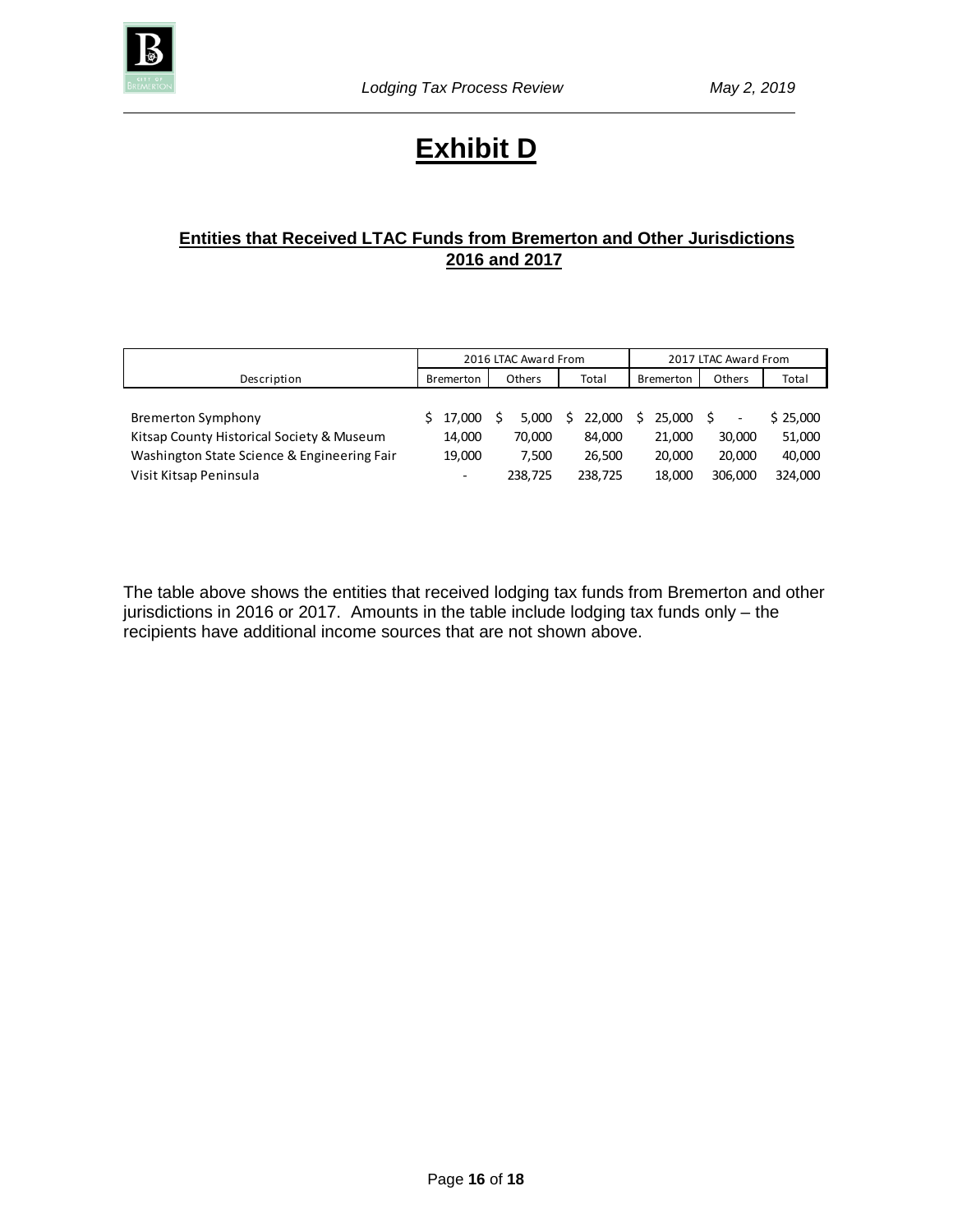# Exhibit D

## Entities that Received LTAC Funds from Bremerton and Other Jurisdictions 2016 and 2017

| | 2016 LTAC Award From | | | 2017 LTAC Award From | | |
|---|---|---|---|---|---|---|
| Description | Bremerton | Others | Total | Bremerton | Others | Total |
| Bremerton Symphony | $ 17,000 | $ 5,000 | $ 22,000 | $ 25,000 | $ - | $ 25,000 |
| Kitsap County Historical Society & Museum | 14,000 | 70,000 | 84,000 | 21,000 | 30,000 | 51,000 |
| Washington State Science & Engineering Fair | 19,000 | 7,500 | 26,500 | 20,000 | 20,000 | 40,000 |
| Visit Kitsap Peninsula | - | 238,725 | 238,725 | 18,000 | 306,000 | 324,000 |

The table above shows the entities that received lodging tax funds from Bremerton and other jurisdictions in 2016 or 2017. Amounts in the table include lodging tax funds only – the recipients have additional income sources that are not shown above.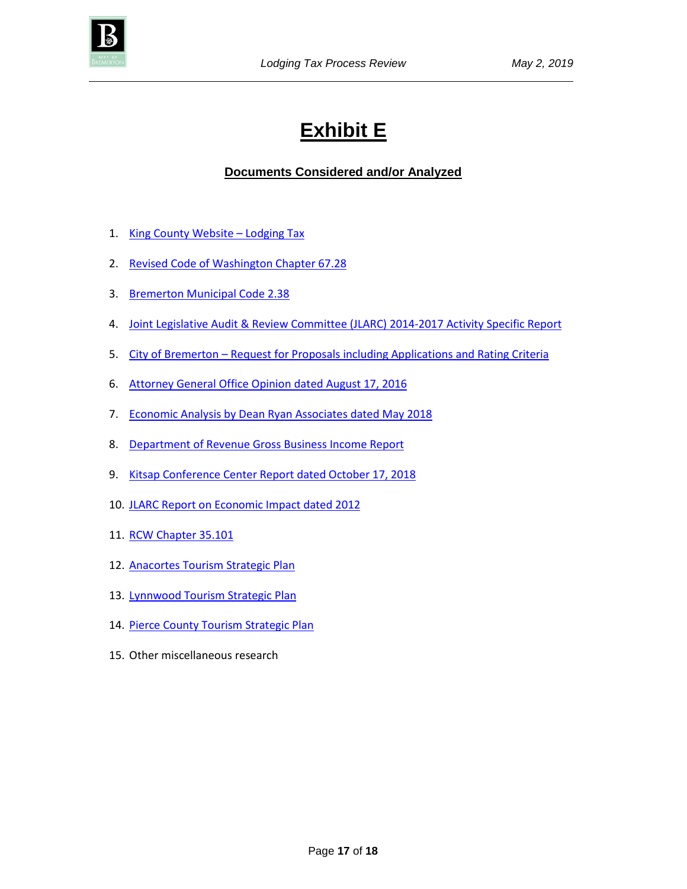# Exhibit E

## Documents Considered and/or Analyzed

1. King County Website – Lodging Tax
2. Revised Code of Washington Chapter 67.28
3. Bremerton Municipal Code 2.38
4. Joint Legislative Audit & Review Committee (JLARC) 2014-2017 Activity Specific Report
5. City of Bremerton – Request for Proposals including Applications and Rating Criteria
6. Attorney General Office Opinion dated August 17, 2016
7. Economic Analysis by Dean Ryan Associates dated May 2018
8. Department of Revenue Gross Business Income Report
9. Kitsap Conference Center Report dated October 17, 2018
10. JLARC Report on Economic Impact dated 2012
11. RCW Chapter 35.101
12. Anacortes Tourism Strategic Plan
13. Lynnwood Tourism Strategic Plan
14. Pierce County Tourism Strategic Plan
15. Other miscellaneous research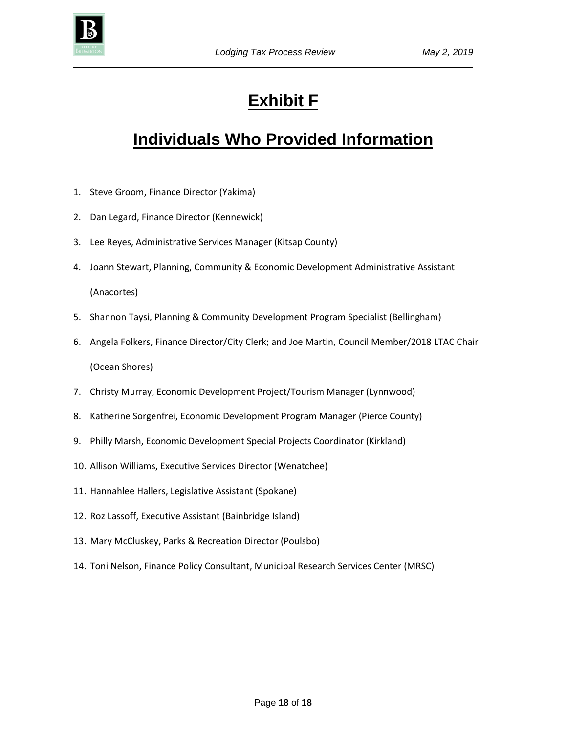# Exhibit F

## Individuals Who Provided Information

1. Steve Groom, Finance Director (Yakima)
2. Dan Legard, Finance Director (Kennewick)
3. Lee Reyes, Administrative Services Manager (Kitsap County)
4. Joann Stewart, Planning, Community & Economic Development Administrative Assistant (Anacortes)
5. Shannon Taysi, Planning & Community Development Program Specialist (Bellingham)
6. Angela Folkers, Finance Director/City Clerk; and Joe Martin, Council Member/2018 LTAC Chair (Ocean Shores)
7. Christy Murray, Economic Development Project/Tourism Manager (Lynnwood)
8. Katherine Sorgenfrei, Economic Development Program Manager (Pierce County)
9. Philly Marsh, Economic Development Special Projects Coordinator (Kirkland)
10. Allison Williams, Executive Services Director (Wenatchee)
11. Hannahlee Hallers, Legislative Assistant (Spokane)
12. Roz Lassoff, Executive Assistant (Bainbridge Island)
13. Mary McCluskey, Parks & Recreation Director (Poulsbo)
14. Toni Nelson, Finance Policy Consultant, Municipal Research Services Center (MRSC)